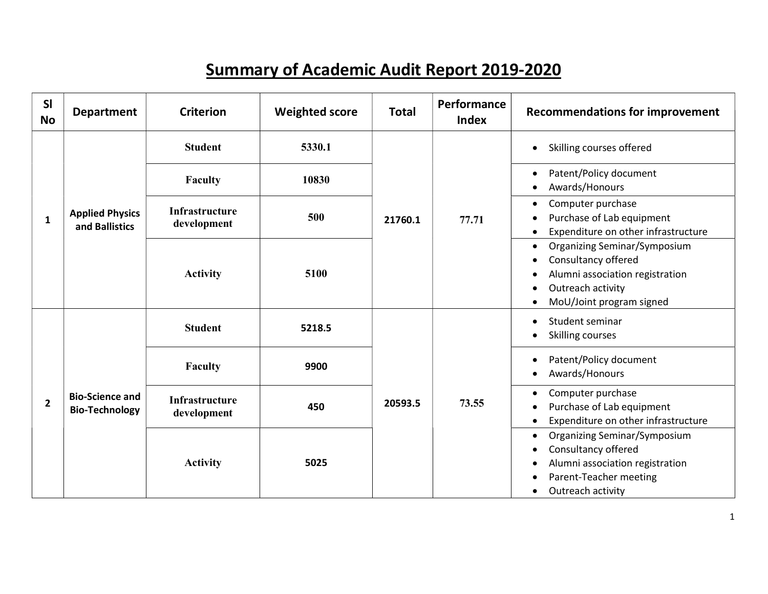# Summary of Academic Audit Report 2019-2020

| Sl No | Department | Criterion | Weighted score | Total | Performance Index | Recommendations for improvement |
|---|---|---|---|---|---|---|
| 1 | Applied Physics and Ballistics | Student | 5330.1 | 21760.1 | 77.71 | • Skilling courses offered |
| | | Faculty | 10830 | | | • Patent/Policy document<br>• Awards/Honours |
| | | Infrastructure development | 500 | | | • Computer purchase<br>• Purchase of Lab equipment<br>• Expenditure on other infrastructure |
| | | Activity | 5100 | | | • Organizing Seminar/Symposium<br>• Consultancy offered<br>• Alumni association registration<br>• Outreach activity<br>• MoU/Joint program signed |
| 2 | Bio-Science and Bio-Technology | Student | 5218.5 | 20593.5 | 73.55 | • Student seminar<br>• Skilling courses |
| | | Faculty | 9900 | | | • Patent/Policy document<br>• Awards/Honours |
| | | Infrastructure development | 450 | | | • Computer purchase<br>• Purchase of Lab equipment<br>• Expenditure on other infrastructure |
| | | Activity | 5025 | | | • Organizing Seminar/Symposium<br>• Consultancy offered<br>• Alumni association registration<br>• Parent-Teacher meeting<br>• Outreach activity |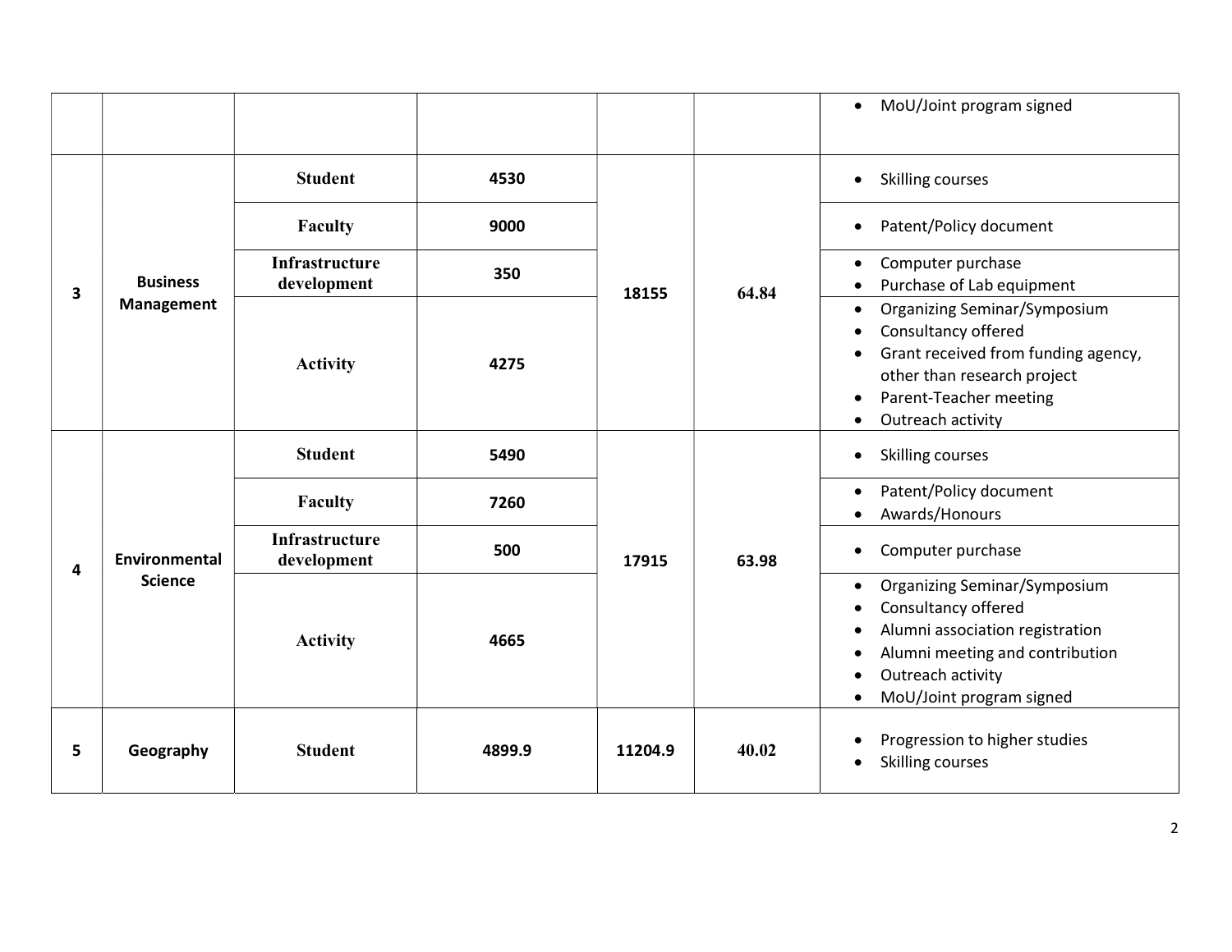| | | | | | | |
|---|---|---|---|---|---|---|
| | | | | | | • MoU/Joint program signed |
| 3 | Business Management | Student | 4530 | 18155 | 64.84 | • Skilling courses |
| | | Faculty | 9000 | | | • Patent/Policy document |
| | | Infrastructure development | 350 | | | • Computer purchase<br>• Purchase of Lab equipment |
| | | Activity | 4275 | | | • Organizing Seminar/Symposium<br>• Consultancy offered<br>• Grant received from funding agency, other than research project<br>• Parent-Teacher meeting<br>• Outreach activity |
| 4 | Environmental Science | Student | 5490 | 17915 | 63.98 | • Skilling courses |
| | | Faculty | 7260 | | | • Patent/Policy document<br>• Awards/Honours |
| | | Infrastructure development | 500 | | | • Computer purchase |
| | | Activity | 4665 | | | • Organizing Seminar/Symposium<br>• Consultancy offered<br>• Alumni association registration<br>• Alumni meeting and contribution<br>• Outreach activity<br>• MoU/Joint program signed |
| 5 | Geography | Student | 4899.9 | 11204.9 | 40.02 | • Progression to higher studies<br>• Skilling courses |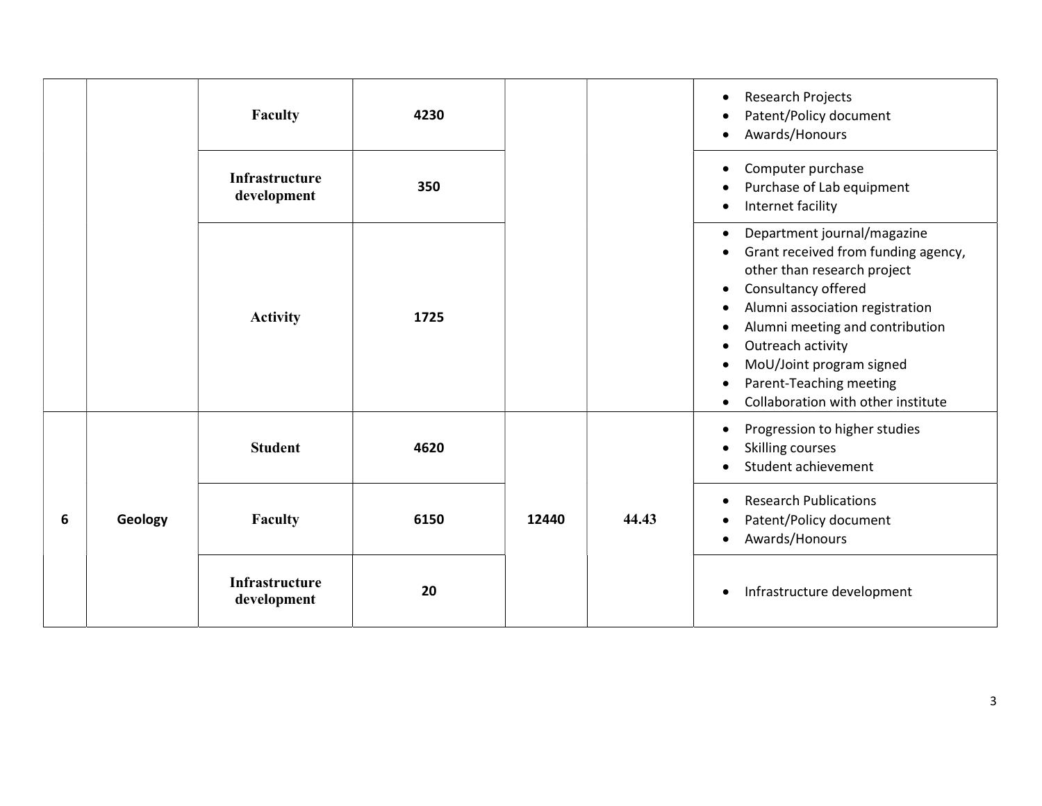| | | Faculty | 4230 | | | • Research Projects<br>• Patent/Policy document<br>• Awards/Honours |
|---|---|---|---|---|---|---|
| | | Infrastructure development | 350 | | | • Computer purchase<br>• Purchase of Lab equipment<br>• Internet facility |
| | | Activity | 1725 | | | • Department journal/magazine<br>• Grant received from funding agency, other than research project<br>• Consultancy offered<br>• Alumni association registration<br>• Alumni meeting and contribution<br>• Outreach activity<br>• MoU/Joint program signed<br>• Parent-Teaching meeting<br>• Collaboration with other institute |
| 6 | Geology | Student | 4620 | 12440 | 44.43 | • Progression to higher studies<br>• Skilling courses<br>• Student achievement |
| | | Faculty | 6150 | | | • Research Publications<br>• Patent/Policy document<br>• Awards/Honours |
| | | Infrastructure development | 20 | | | • Infrastructure development |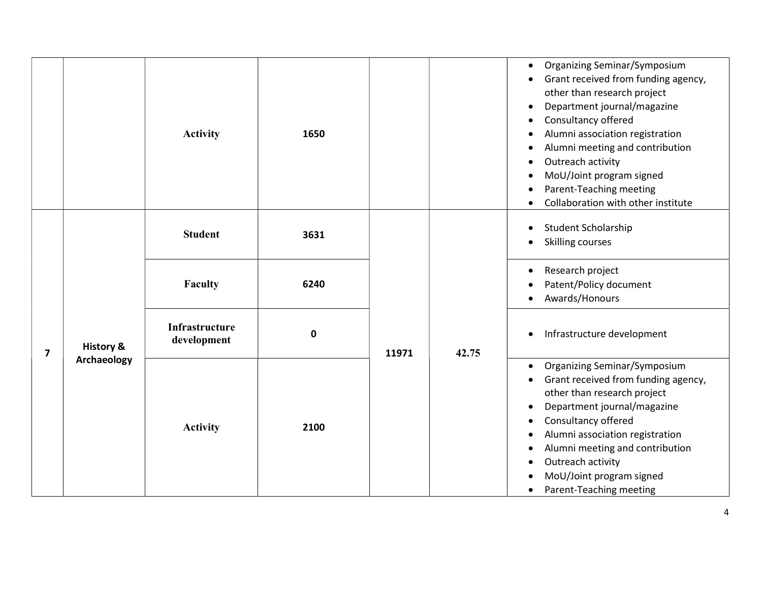|  |  |  |  |  |  |  |
|---|---|---|---|---|---|---|
|  |  | **Activity** | **1650** |  |  | • Organizing Seminar/Symposium<br>• Grant received from funding agency, other than research project<br>• Department journal/magazine<br>• Consultancy offered<br>• Alumni association registration<br>• Alumni meeting and contribution<br>• Outreach activity<br>• MoU/Joint program signed<br>• Parent-Teaching meeting<br>• Collaboration with other institute |
| **7** | **History & Archaeology** | **Student** | **3631** | **11971** | **42.75** | • Student Scholarship<br>• Skilling courses |
|  |  | **Faculty** | **6240** |  |  | • Research project<br>• Patent/Policy document<br>• Awards/Honours |
|  |  | **Infrastructure development** | **0** |  |  | • Infrastructure development |
|  |  | **Activity** | **2100** |  |  | • Organizing Seminar/Symposium<br>• Grant received from funding agency, other than research project<br>• Department journal/magazine<br>• Consultancy offered<br>• Alumni association registration<br>• Alumni meeting and contribution<br>• Outreach activity<br>• MoU/Joint program signed<br>• Parent-Teaching meeting |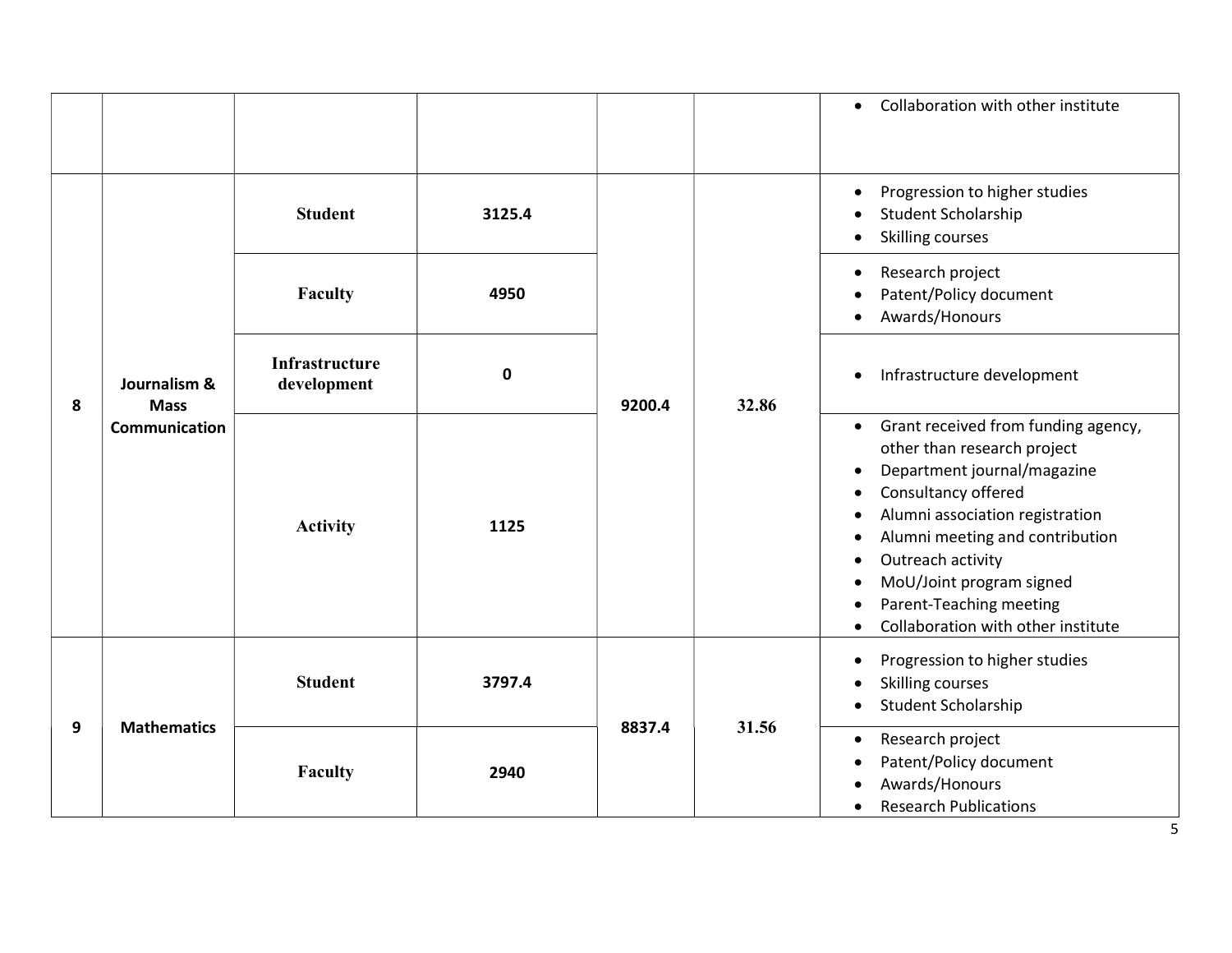| | | | | | | |
|---|---|---|---|---|---|---|
| | | | | | | • Collaboration with other institute |
| 8 | Journalism & Mass Communication | Student | 3125.4 | 9200.4 | 32.86 | • Progression to higher studies<br>• Student Scholarship<br>• Skilling courses |
| | | Faculty | 4950 | | | • Research project<br>• Patent/Policy document<br>• Awards/Honours |
| | | Infrastructure development | 0 | | | • Infrastructure development |
| | | Activity | 1125 | | | • Grant received from funding agency, other than research project<br>• Department journal/magazine<br>• Consultancy offered<br>• Alumni association registration<br>• Alumni meeting and contribution<br>• Outreach activity<br>• MoU/Joint program signed<br>• Parent-Teaching meeting<br>• Collaboration with other institute |
| 9 | Mathematics | Student | 3797.4 | 8837.4 | 31.56 | • Progression to higher studies<br>• Skilling courses<br>• Student Scholarship |
| | | Faculty | 2940 | | | • Research project<br>• Patent/Policy document<br>• Awards/Honours<br>• Research Publications |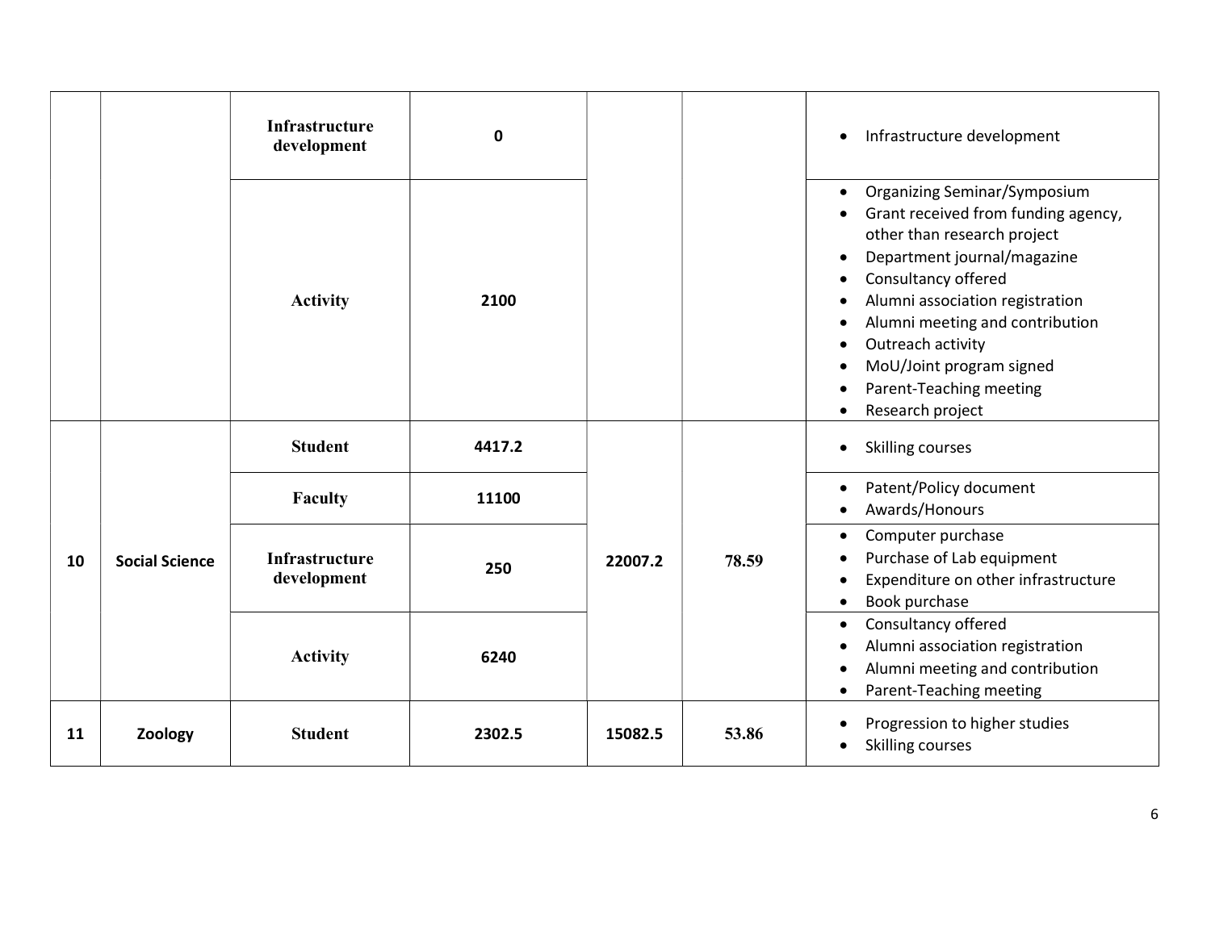| | | Infrastructure development | 0 | | | • Infrastructure development |
|---|---|---|---|---|---|---|
| | | Activity | 2100 | | | • Organizing Seminar/Symposium<br>• Grant received from funding agency, other than research project<br>• Department journal/magazine<br>• Consultancy offered<br>• Alumni association registration<br>• Alumni meeting and contribution<br>• Outreach activity<br>• MoU/Joint program signed<br>• Parent-Teaching meeting<br>• Research project |
| 10 | **Social Science** | Student | 4417.2 | 22007.2 | 78.59 | • Skilling courses |
| | | Faculty | 11100 | | | • Patent/Policy document<br>• Awards/Honours |
| | | Infrastructure development | 250 | | | • Computer purchase<br>• Purchase of Lab equipment<br>• Expenditure on other infrastructure<br>• Book purchase |
| | | Activity | 6240 | | | • Consultancy offered<br>• Alumni association registration<br>• Alumni meeting and contribution<br>• Parent-Teaching meeting |
| 11 | **Zoology** | Student | 2302.5 | 15082.5 | 53.86 | • Progression to higher studies<br>• Skilling courses |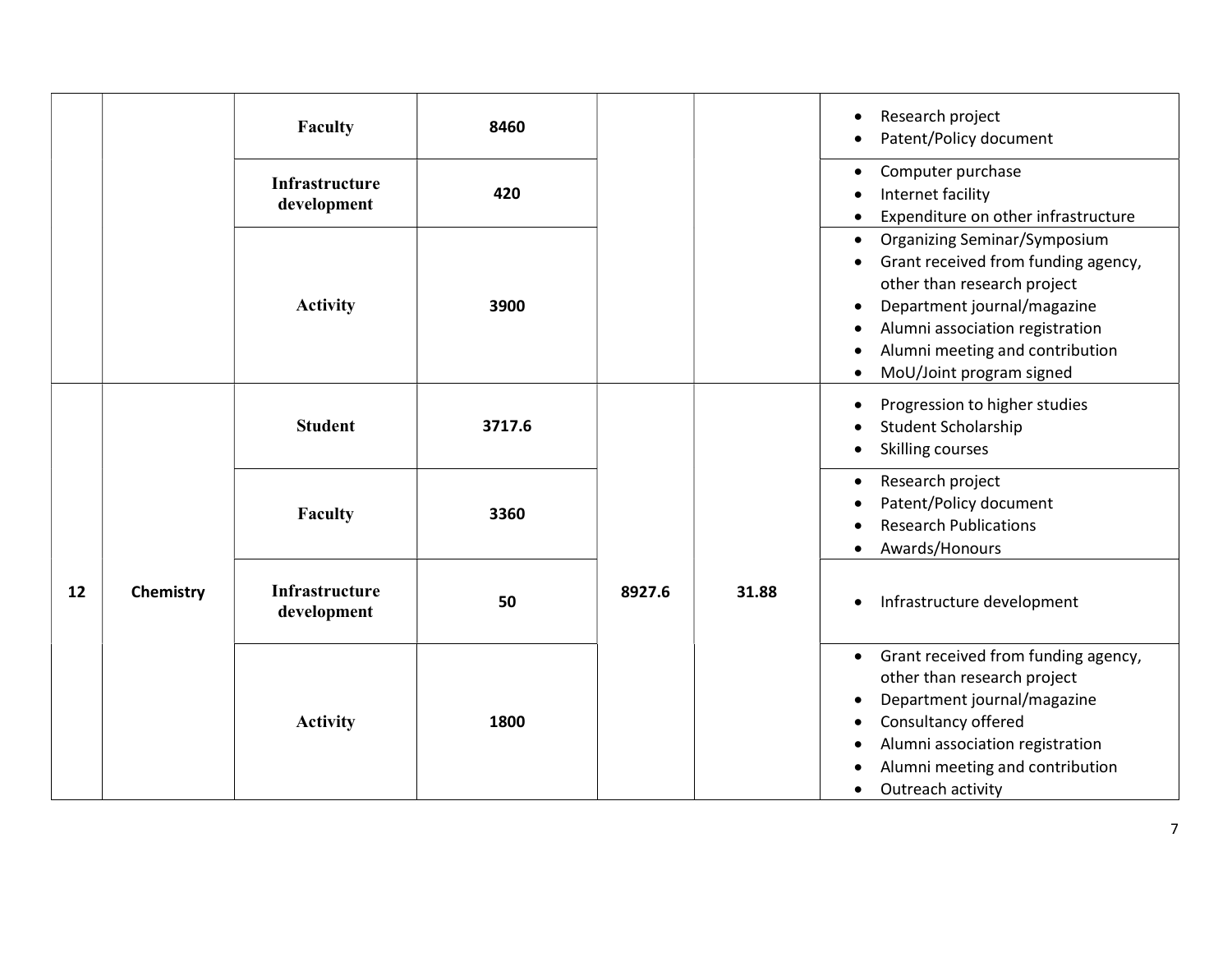| | | Faculty | 8460 | | | • Research project<br>• Patent/Policy document |
|---|---|---|---|---|---|---|
| | | Infrastructure development | 420 | | | • Computer purchase<br>• Internet facility<br>• Expenditure on other infrastructure |
| | | Activity | 3900 | | | • Organizing Seminar/Symposium<br>• Grant received from funding agency, other than research project<br>• Department journal/magazine<br>• Alumni association registration<br>• Alumni meeting and contribution<br>• MoU/Joint program signed |
| 12 | Chemistry | Student | 3717.6 | 8927.6 | 31.88 | • Progression to higher studies<br>• Student Scholarship<br>• Skilling courses |
| | | Faculty | 3360 | | | • Research project<br>• Patent/Policy document<br>• Research Publications<br>• Awards/Honours |
| | | Infrastructure development | 50 | | | • Infrastructure development |
| | | Activity | 1800 | | | • Grant received from funding agency, other than research project<br>• Department journal/magazine<br>• Consultancy offered<br>• Alumni association registration<br>• Alumni meeting and contribution<br>• Outreach activity |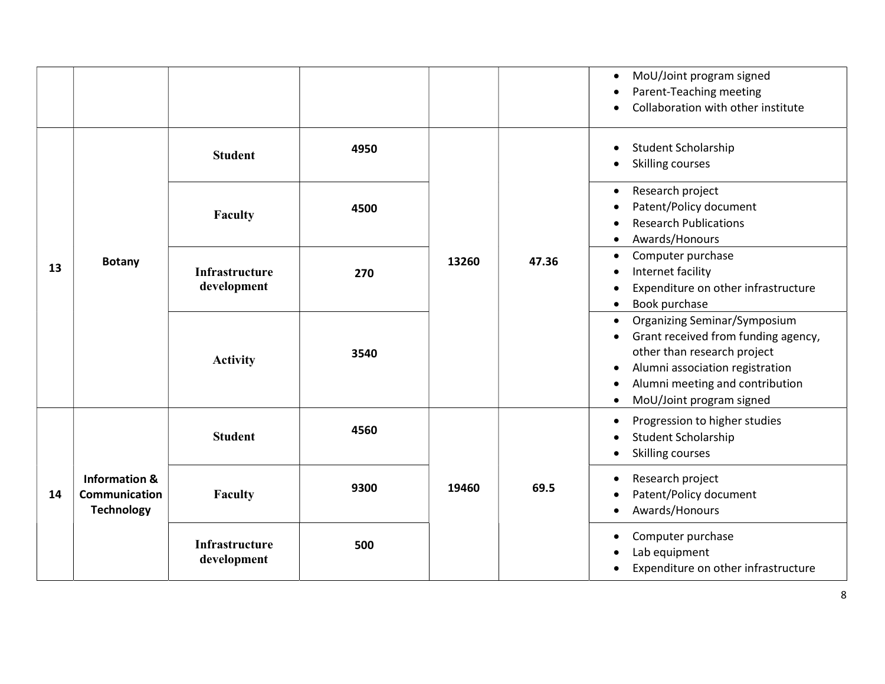| | | | | | | |
|---|---|---|---|---|---|---|
| | | | | | | • MoU/Joint program signed<br>• Parent-Teaching meeting<br>• Collaboration with other institute |
| 13 | Botany | **Student** | 4950 | 13260 | 47.36 | • Student Scholarship<br>• Skilling courses |
| | | **Faculty** | 4500 | | | • Research project<br>• Patent/Policy document<br>• Research Publications<br>• Awards/Honours |
| | | **Infrastructure development** | 270 | | | • Computer purchase<br>• Internet facility<br>• Expenditure on other infrastructure<br>• Book purchase |
| | | **Activity** | 3540 | | | • Organizing Seminar/Symposium<br>• Grant received from funding agency, other than research project<br>• Alumni association registration<br>• Alumni meeting and contribution<br>• MoU/Joint program signed |
| 14 | Information & Communication Technology | **Student** | 4560 | 19460 | 69.5 | • Progression to higher studies<br>• Student Scholarship<br>• Skilling courses |
| | | **Faculty** | 9300 | | | • Research project<br>• Patent/Policy document<br>• Awards/Honours |
| | | **Infrastructure development** | 500 | | | • Computer purchase<br>• Lab equipment<br>• Expenditure on other infrastructure |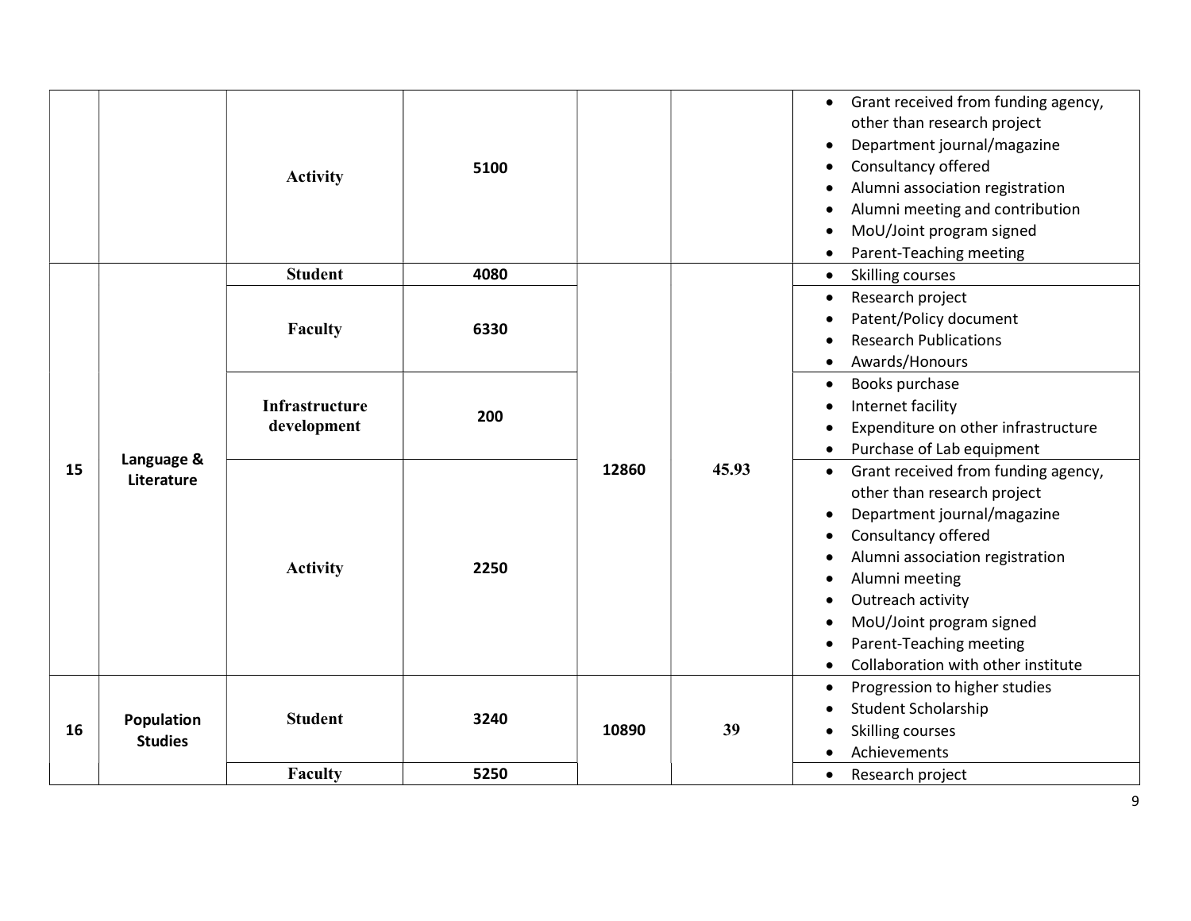| | | Activity | 5100 | | | • Grant received from funding agency, other than research project<br>• Department journal/magazine<br>• Consultancy offered<br>• Alumni association registration<br>• Alumni meeting and contribution<br>• MoU/Joint program signed<br>• Parent-Teaching meeting |
|---|---|---|---|---|---|---|
| 15 | Language & Literature | Student | 4080 | 12860 | 45.93 | • Skilling courses |
| | | Faculty | 6330 | | | • Research project<br>• Patent/Policy document<br>• Research Publications<br>• Awards/Honours |
| | | Infrastructure development | 200 | | | • Books purchase<br>• Internet facility<br>• Expenditure on other infrastructure<br>• Purchase of Lab equipment |
| | | Activity | 2250 | | | • Grant received from funding agency, other than research project<br>• Department journal/magazine<br>• Consultancy offered<br>• Alumni association registration<br>• Alumni meeting<br>• Outreach activity<br>• MoU/Joint program signed<br>• Parent-Teaching meeting<br>• Collaboration with other institute |
| 16 | Population Studies | Student | 3240 | 10890 | 39 | • Progression to higher studies<br>• Student Scholarship<br>• Skilling courses<br>• Achievements |
| | | Faculty | 5250 | | | • Research project |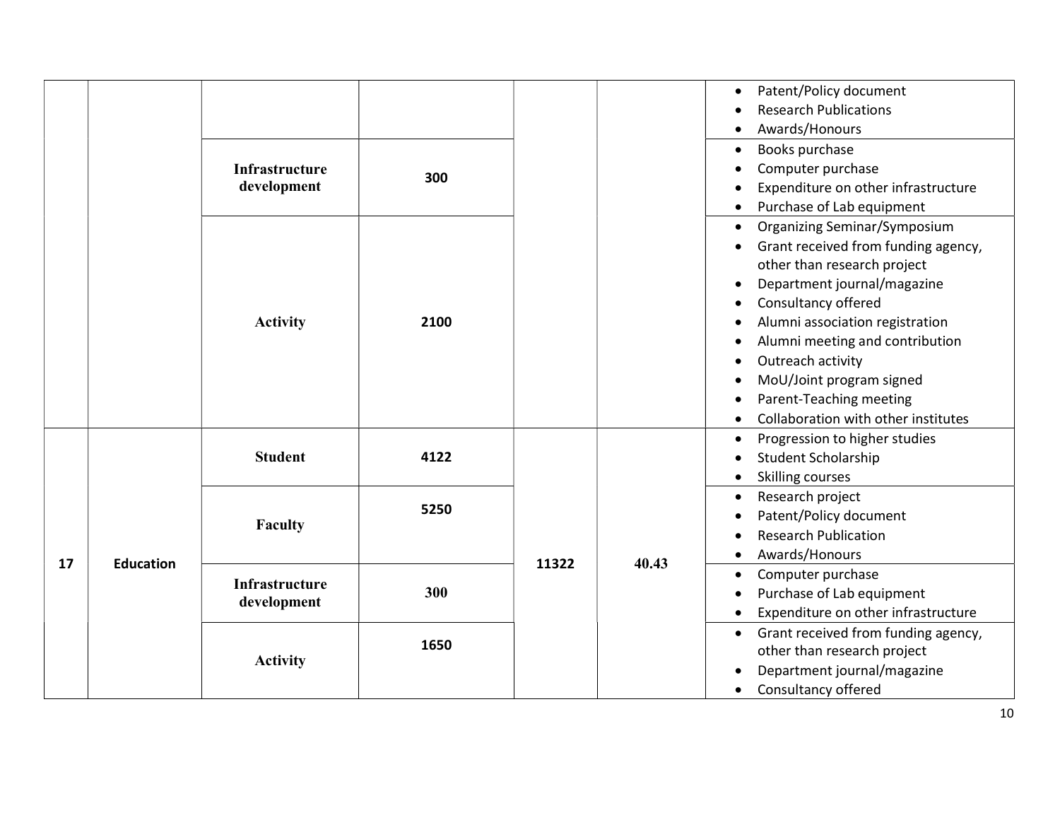| | | | | | | |
|---|---|---|---|---|---|---|
| | | | | | | • Patent/Policy document<br>• Research Publications<br>• Awards/Honours |
| | | **Infrastructure development** | 300 | | | • Books purchase<br>• Computer purchase<br>• Expenditure on other infrastructure<br>• Purchase of Lab equipment |
| | | **Activity** | 2100 | | | • Organizing Seminar/Symposium<br>• Grant received from funding agency, other than research project<br>• Department journal/magazine<br>• Consultancy offered<br>• Alumni association registration<br>• Alumni meeting and contribution<br>• Outreach activity<br>• MoU/Joint program signed<br>• Parent-Teaching meeting<br>• Collaboration with other institutes |
| 17 | Education | **Student** | 4122 | 11322 | 40.43 | • Progression to higher studies<br>• Student Scholarship<br>• Skilling courses |
| | | **Faculty** | 5250 | | | • Research project<br>• Patent/Policy document<br>• Research Publication<br>• Awards/Honours |
| | | **Infrastructure development** | 300 | | | • Computer purchase<br>• Purchase of Lab equipment<br>• Expenditure on other infrastructure |
| | | **Activity** | 1650 | | | • Grant received from funding agency, other than research project<br>• Department journal/magazine<br>• Consultancy offered |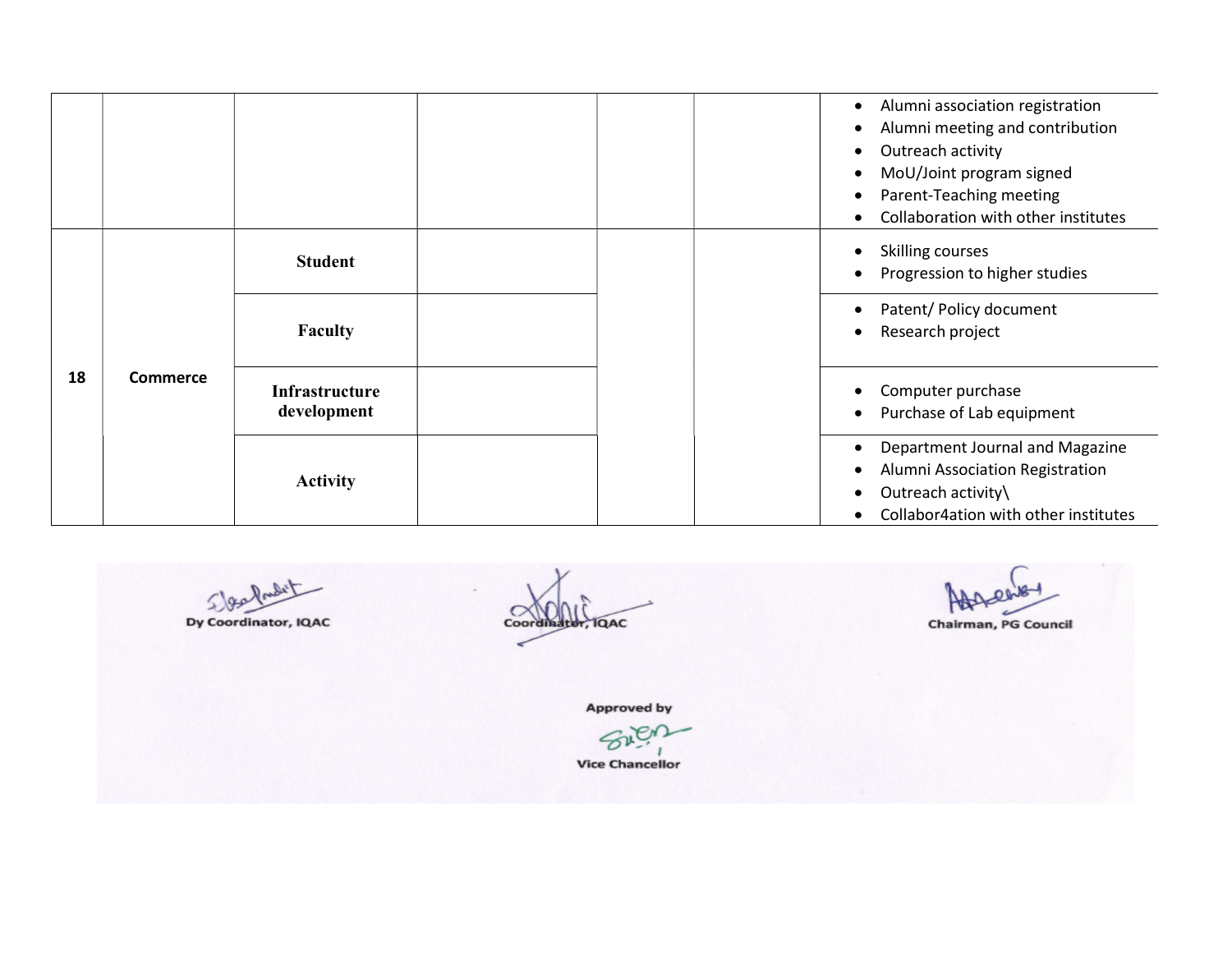| | | | | | | |
|---|---|---|---|---|---|---|
| | | | | | | • Alumni association registration<br>• Alumni meeting and contribution<br>• Outreach activity<br>• MoU/Joint program signed<br>• Parent-Teaching meeting<br>• Collaboration with other institutes |
| 18 | Commerce | **Student** | | | | • Skilling courses<br>• Progression to higher studies |
| | | **Faculty** | | | | • Patent/ Policy document<br>• Research project |
| | | **Infrastructure development** | | | | • Computer purchase<br>• Purchase of Lab equipment |
| | | **Activity** | | | | • Department Journal and Magazine<br>• Alumni Association Registration<br>• Outreach activity\<br>• Collabor4ation with other institutes |

Dy Coordinator, IQAC

Coordinator, IQAC

Chairman, PG Council

Approved by

Vice Chancellor